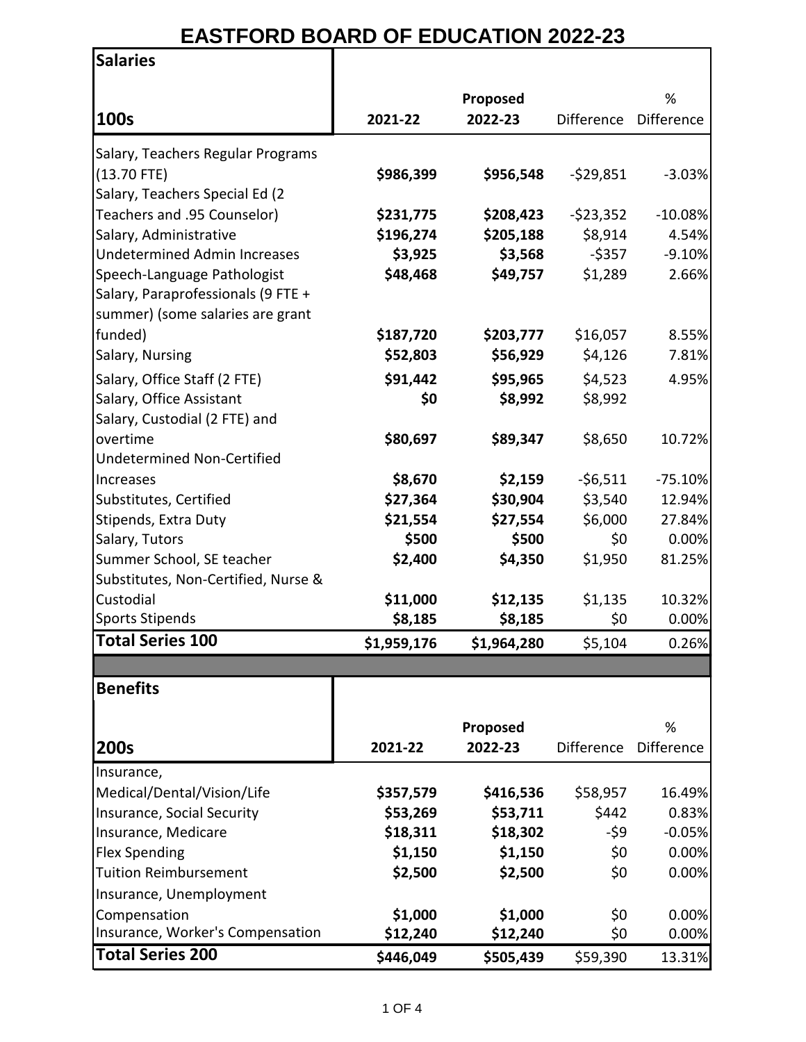# EASTFORD BOARD OF EDUCATION 2022-23

## Salaries

| 100s | 2021-22 | Proposed 2022-23 | Difference | % Difference |
|---|---|---|---|---|
| Salary, Teachers Regular Programs (13.70 FTE) | **$986,399** | **$956,548** | -$29,851 | -3.03% |
| Salary, Teachers Special Ed (2 Teachers and .95 Counselor) | **$231,775** | **$208,423** | -$23,352 | -10.08% |
| Salary, Administrative | **$196,274** | **$205,188** | $8,914 | 4.54% |
| Undetermined Admin Increases | **$3,925** | **$3,568** | -$357 | -9.10% |
| Speech-Language Pathologist | **$48,468** | **$49,757** | $1,289 | 2.66% |
| Salary, Paraprofessionals (9 FTE + summer) (some salaries are grant funded) | **$187,720** | **$203,777** | $16,057 | 8.55% |
| Salary, Nursing | **$52,803** | **$56,929** | $4,126 | 7.81% |
| Salary, Office Staff (2 FTE) | **$91,442** | **$95,965** | $4,523 | 4.95% |
| Salary, Office Assistant | **$0** | **$8,992** | $8,992 | |
| Salary, Custodial (2 FTE) and overtime | **$80,697** | **$89,347** | $8,650 | 10.72% |
| Undetermined Non-Certified Increases | **$8,670** | **$2,159** | -$6,511 | -75.10% |
| Substitutes, Certified | **$27,364** | **$30,904** | $3,540 | 12.94% |
| Stipends, Extra Duty | **$21,554** | **$27,554** | $6,000 | 27.84% |
| Salary, Tutors | **$500** | **$500** | $0 | 0.00% |
| Summer School, SE teacher | **$2,400** | **$4,350** | $1,950 | 81.25% |
| Substitutes, Non-Certified, Nurse & Custodial | **$11,000** | **$12,135** | $1,135 | 10.32% |
| Sports Stipends | **$8,185** | **$8,185** | $0 | 0.00% |
| **Total Series 100** | **$1,959,176** | **$1,964,280** | $5,104 | 0.26% |

## Benefits

| 200s | 2021-22 | Proposed 2022-23 | Difference | % Difference |
|---|---|---|---|---|
| Insurance, Medical/Dental/Vision/Life | **$357,579** | **$416,536** | $58,957 | 16.49% |
| Insurance, Social Security | **$53,269** | **$53,711** | $442 | 0.83% |
| Insurance, Medicare | **$18,311** | **$18,302** | -$9 | -0.05% |
| Flex Spending | **$1,150** | **$1,150** | $0 | 0.00% |
| Tuition Reimbursement | **$2,500** | **$2,500** | $0 | 0.00% |
| Insurance, Unemployment Compensation | **$1,000** | **$1,000** | $0 | 0.00% |
| Insurance, Worker's Compensation | **$12,240** | **$12,240** | $0 | 0.00% |
| **Total Series 200** | **$446,049** | **$505,439** | $59,390 | 13.31% |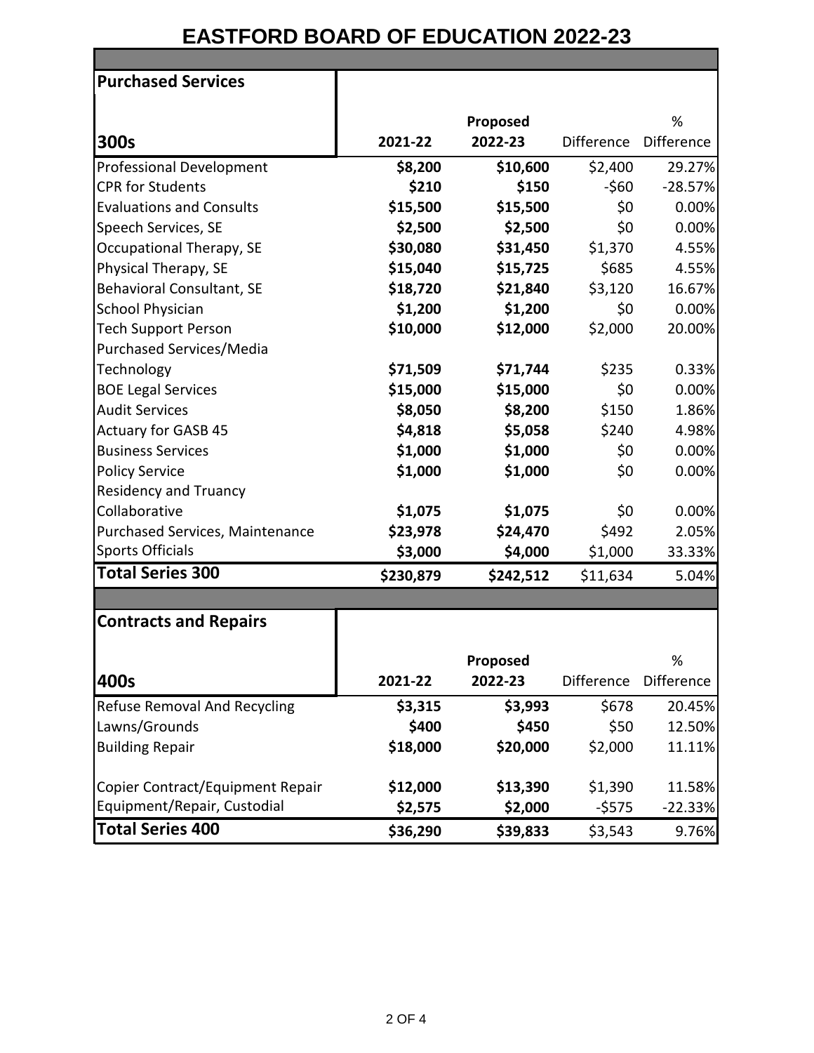# EASTFORD BOARD OF EDUCATION 2022-23

## Purchased Services

| 300s | 2021-22 | Proposed 2022-23 | Difference | % Difference |
|---|---|---|---|---|
| Professional Development | **$8,200** | **$10,600** | $2,400 | 29.27% |
| CPR for Students | **$210** | **$150** | -$60 | -28.57% |
| Evaluations and Consults | **$15,500** | **$15,500** | $0 | 0.00% |
| Speech Services, SE | **$2,500** | **$2,500** | $0 | 0.00% |
| Occupational Therapy, SE | **$30,080** | **$31,450** | $1,370 | 4.55% |
| Physical Therapy, SE | **$15,040** | **$15,725** | $685 | 4.55% |
| Behavioral Consultant, SE | **$18,720** | **$21,840** | $3,120 | 16.67% |
| School Physician | **$1,200** | **$1,200** | $0 | 0.00% |
| Tech Support Person | **$10,000** | **$12,000** | $2,000 | 20.00% |
| Purchased Services/Media Technology | **$71,509** | **$71,744** | $235 | 0.33% |
| BOE Legal Services | **$15,000** | **$15,000** | $0 | 0.00% |
| Audit Services | **$8,050** | **$8,200** | $150 | 1.86% |
| Actuary for GASB 45 | **$4,818** | **$5,058** | $240 | 4.98% |
| Business Services | **$1,000** | **$1,000** | $0 | 0.00% |
| Policy Service | **$1,000** | **$1,000** | $0 | 0.00% |
| Residency and Truancy Collaborative | **$1,075** | **$1,075** | $0 | 0.00% |
| Purchased Services, Maintenance | **$23,978** | **$24,470** | $492 | 2.05% |
| Sports Officials | **$3,000** | **$4,000** | $1,000 | 33.33% |
| **Total Series 300** | **$230,879** | **$242,512** | $11,634 | 5.04% |

## Contracts and Repairs

| 400s | 2021-22 | Proposed 2022-23 | Difference | % Difference |
|---|---|---|---|---|
| Refuse Removal And Recycling | **$3,315** | **$3,993** | $678 | 20.45% |
| Lawns/Grounds | **$400** | **$450** | $50 | 12.50% |
| Building Repair | **$18,000** | **$20,000** | $2,000 | 11.11% |
| Copier Contract/Equipment Repair | **$12,000** | **$13,390** | $1,390 | 11.58% |
| Equipment/Repair, Custodial | **$2,575** | **$2,000** | -$575 | -22.33% |
| **Total Series 400** | **$36,290** | **$39,833** | $3,543 | 9.76% |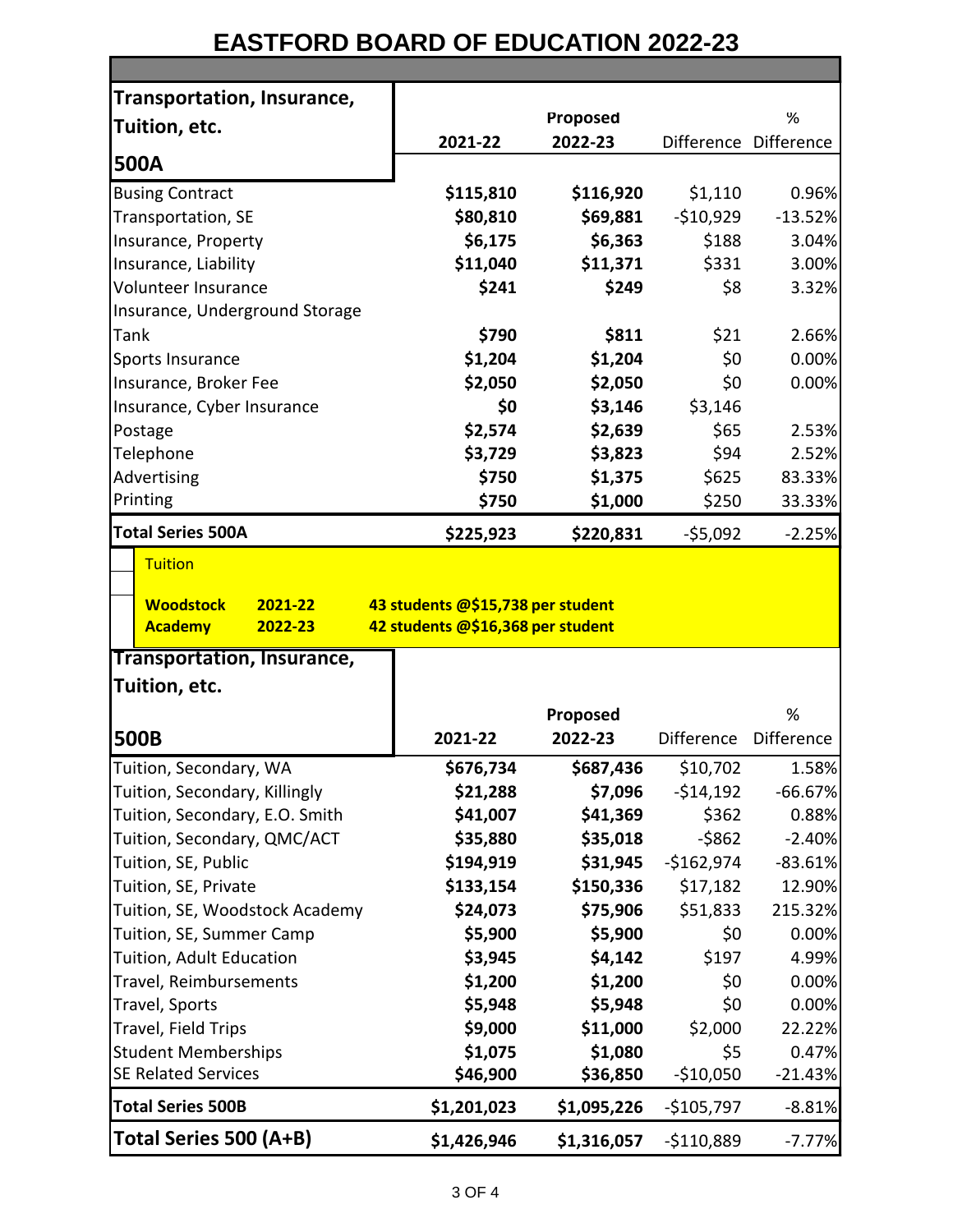# EASTFORD BOARD OF EDUCATION 2022-23

| **Transportation, Insurance, Tuition, etc. 500A** | 2021-22 | Proposed 2022-23 | Difference | % Difference |
|---|---|---|---|---|
| Busing Contract | **$115,810** | **$116,920** | $1,110 | 0.96% |
| Transportation, SE | **$80,810** | **$69,881** | -$10,929 | -13.52% |
| Insurance, Property | **$6,175** | **$6,363** | $188 | 3.04% |
| Insurance, Liability | **$11,040** | **$11,371** | $331 | 3.00% |
| Volunteer Insurance | **$241** | **$249** | $8 | 3.32% |
| Insurance, Underground Storage Tank | **$790** | **$811** | $21 | 2.66% |
| Sports Insurance | **$1,204** | **$1,204** | $0 | 0.00% |
| Insurance, Broker Fee | **$2,050** | **$2,050** | $0 | 0.00% |
| Insurance, Cyber Insurance | **$0** | **$3,146** | $3,146 | |
| Postage | **$2,574** | **$2,639** | $65 | 2.53% |
| Telephone | **$3,729** | **$3,823** | $94 | 2.52% |
| Advertising | **$750** | **$1,375** | $625 | 83.33% |
| Printing | **$750** | **$1,000** | $250 | 33.33% |
| **Total Series 500A** | **$225,923** | **$220,831** | -$5,092 | -2.25% |

**Tuition**

| | | |
|---|---|---|
| **Woodstock Academy** | **2021-22** | **43 students @$15,738 per student** |
| | **2022-23** | **42 students @$16,368 per student** |

| **Transportation, Insurance, Tuition, etc. 500B** | 2021-22 | Proposed 2022-23 | Difference | % Difference |
|---|---|---|---|---|
| Tuition, Secondary, WA | **$676,734** | **$687,436** | $10,702 | 1.58% |
| Tuition, Secondary, Killingly | **$21,288** | **$7,096** | -$14,192 | -66.67% |
| Tuition, Secondary, E.O. Smith | **$41,007** | **$41,369** | $362 | 0.88% |
| Tuition, Secondary, QMC/ACT | **$35,880** | **$35,018** | -$862 | -2.40% |
| Tuition, SE, Public | **$194,919** | **$31,945** | -$162,974 | -83.61% |
| Tuition, SE, Private | **$133,154** | **$150,336** | $17,182 | 12.90% |
| Tuition, SE, Woodstock Academy | **$24,073** | **$75,906** | $51,833 | 215.32% |
| Tuition, SE, Summer Camp | **$5,900** | **$5,900** | $0 | 0.00% |
| Tuition, Adult Education | **$3,945** | **$4,142** | $197 | 4.99% |
| Travel, Reimbursements | **$1,200** | **$1,200** | $0 | 0.00% |
| Travel, Sports | **$5,948** | **$5,948** | $0 | 0.00% |
| Travel, Field Trips | **$9,000** | **$11,000** | $2,000 | 22.22% |
| Student Memberships | **$1,075** | **$1,080** | $5 | 0.47% |
| SE Related Services | **$46,900** | **$36,850** | -$10,050 | -21.43% |
| **Total Series 500B** | **$1,201,023** | **$1,095,226** | -$105,797 | -8.81% |
| **Total Series 500 (A+B)** | **$1,426,946** | **$1,316,057** | -$110,889 | -7.77% |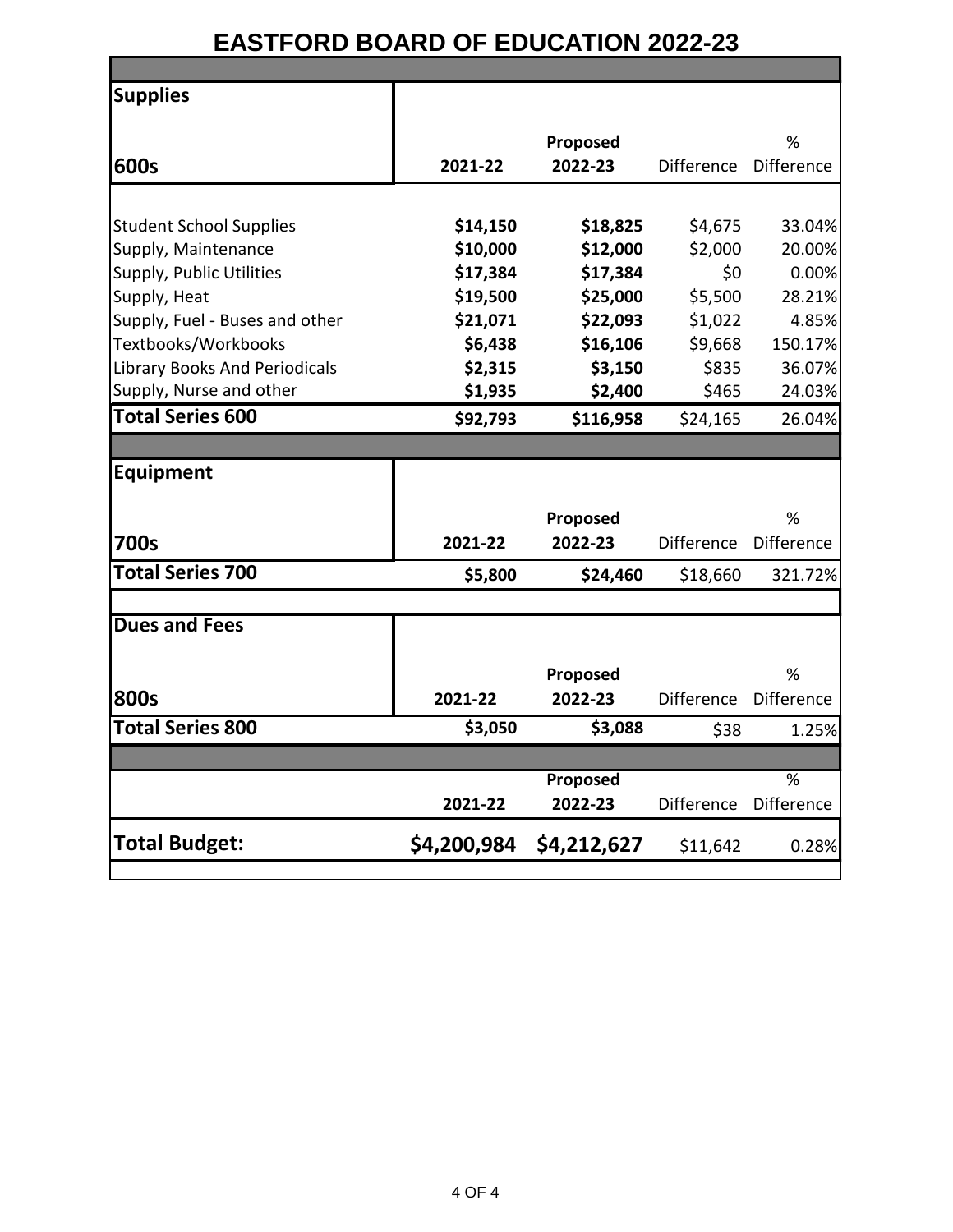# EASTFORD BOARD OF EDUCATION 2022-23

## Supplies

| 600s | 2021-22 | Proposed 2022-23 | Difference | % Difference |
|---|---|---|---|---|
| Student School Supplies | **$14,150** | **$18,825** | $4,675 | 33.04% |
| Supply, Maintenance | **$10,000** | **$12,000** | $2,000 | 20.00% |
| Supply, Public Utilities | **$17,384** | **$17,384** | $0 | 0.00% |
| Supply, Heat | **$19,500** | **$25,000** | $5,500 | 28.21% |
| Supply, Fuel - Buses and other | **$21,071** | **$22,093** | $1,022 | 4.85% |
| Textbooks/Workbooks | **$6,438** | **$16,106** | $9,668 | 150.17% |
| Library Books And Periodicals | **$2,315** | **$3,150** | $835 | 36.07% |
| Supply, Nurse and other | **$1,935** | **$2,400** | $465 | 24.03% |
| **Total Series 600** | **$92,793** | **$116,958** | $24,165 | 26.04% |

## Equipment

| 700s | 2021-22 | Proposed 2022-23 | Difference | % Difference |
|---|---|---|---|---|
| **Total Series 700** | **$5,800** | **$24,460** | $18,660 | 321.72% |

## Dues and Fees

| 800s | 2021-22 | Proposed 2022-23 | Difference | % Difference |
|---|---|---|---|---|
| **Total Series 800** | **$3,050** | **$3,088** | $38 | 1.25% |

| | 2021-22 | Proposed 2022-23 | Difference | % Difference |
|---|---|---|---|---|
| **Total Budget:** | **$4,200,984** | **$4,212,627** | $11,642 | 0.28% |